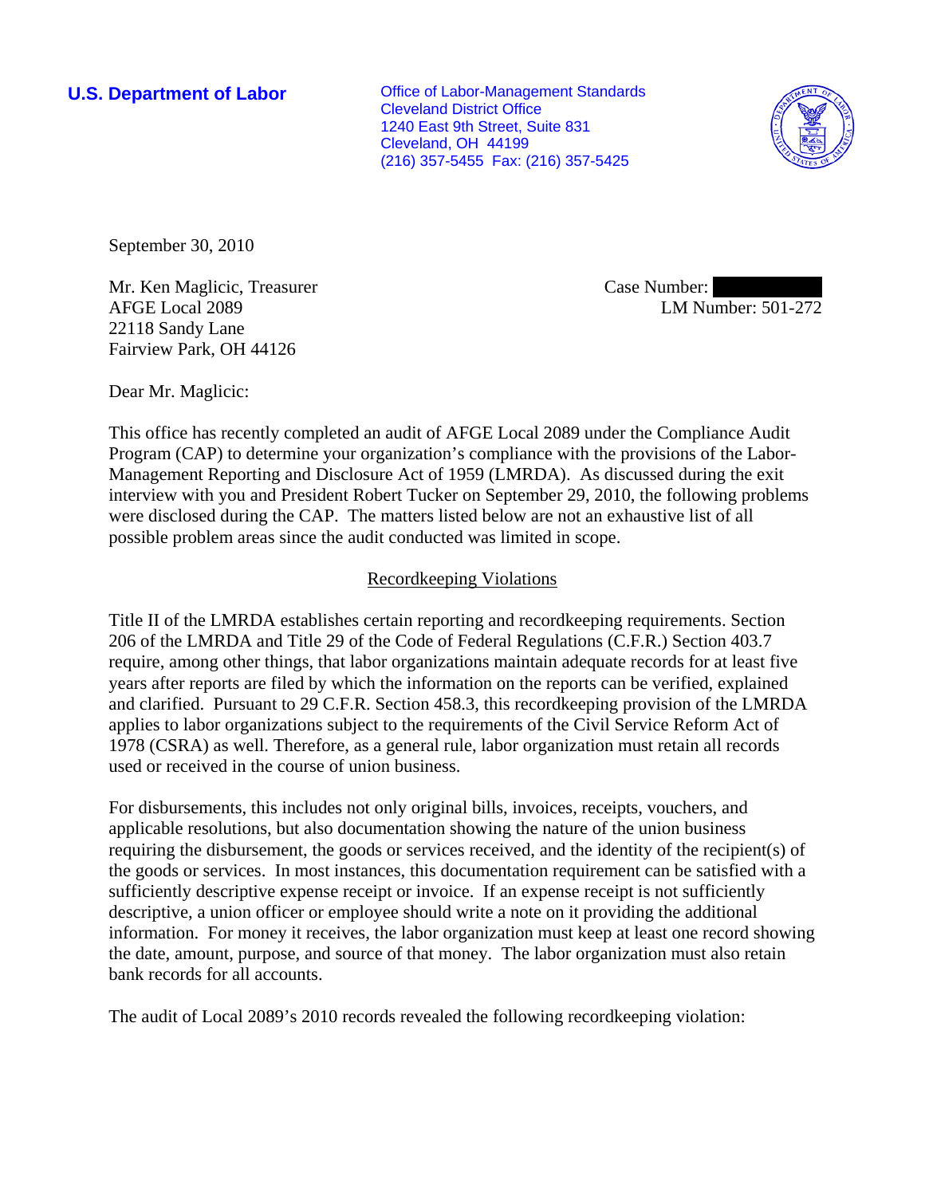**U.S. Department of Labor**

Office of Labor-Management Standards
Cleveland District Office
1240 East 9th Street, Suite 831
Cleveland, OH 44199
(216) 357-5455 Fax: (216) 357-5425

September 30, 2010

Mr. Ken Maglicic, Treasurer
AFGE Local 2089
22118 Sandy Lane
Fairview Park, OH 44126

Case Number: 
LM Number: 501-272

Dear Mr. Maglicic:

This office has recently completed an audit of AFGE Local 2089 under the Compliance Audit Program (CAP) to determine your organization's compliance with the provisions of the Labor-Management Reporting and Disclosure Act of 1959 (LMRDA). As discussed during the exit interview with you and President Robert Tucker on September 29, 2010, the following problems were disclosed during the CAP. The matters listed below are not an exhaustive list of all possible problem areas since the audit conducted was limited in scope.

## Recordkeeping Violations

Title II of the LMRDA establishes certain reporting and recordkeeping requirements. Section 206 of the LMRDA and Title 29 of the Code of Federal Regulations (C.F.R.) Section 403.7 require, among other things, that labor organizations maintain adequate records for at least five years after reports are filed by which the information on the reports can be verified, explained and clarified. Pursuant to 29 C.F.R. Section 458.3, this recordkeeping provision of the LMRDA applies to labor organizations subject to the requirements of the Civil Service Reform Act of 1978 (CSRA) as well. Therefore, as a general rule, labor organization must retain all records used or received in the course of union business.

For disbursements, this includes not only original bills, invoices, receipts, vouchers, and applicable resolutions, but also documentation showing the nature of the union business requiring the disbursement, the goods or services received, and the identity of the recipient(s) of the goods or services. In most instances, this documentation requirement can be satisfied with a sufficiently descriptive expense receipt or invoice. If an expense receipt is not sufficiently descriptive, a union officer or employee should write a note on it providing the additional information. For money it receives, the labor organization must keep at least one record showing the date, amount, purpose, and source of that money. The labor organization must also retain bank records for all accounts.

The audit of Local 2089's 2010 records revealed the following recordkeeping violation: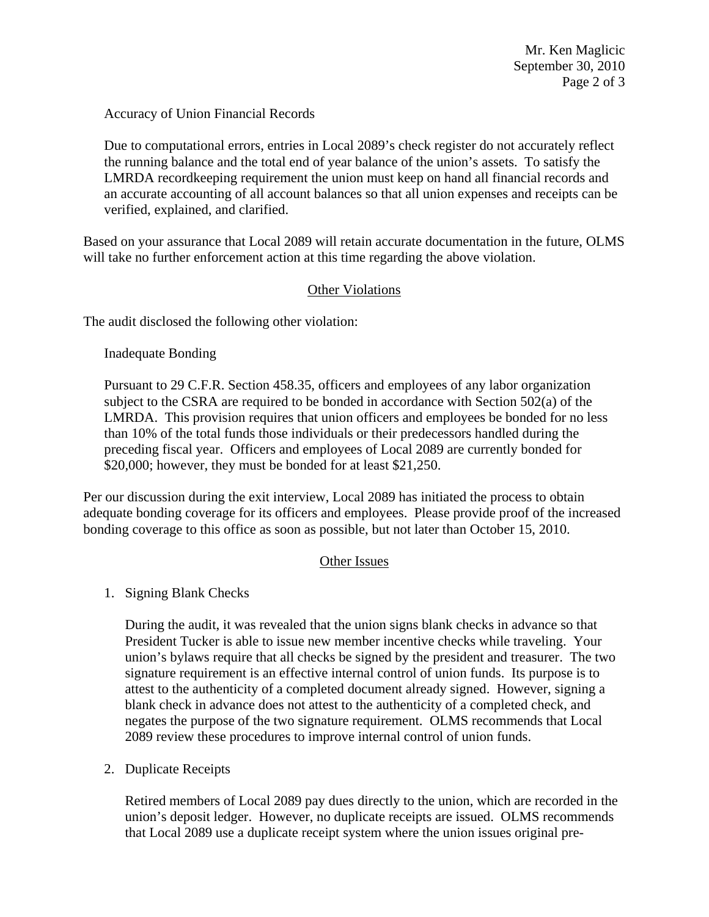Accuracy of Union Financial Records

Due to computational errors, entries in Local 2089's check register do not accurately reflect the running balance and the total end of year balance of the union's assets. To satisfy the LMRDA recordkeeping requirement the union must keep on hand all financial records and an accurate accounting of all account balances so that all union expenses and receipts can be verified, explained, and clarified.

Based on your assurance that Local 2089 will retain accurate documentation in the future, OLMS will take no further enforcement action at this time regarding the above violation.

## Other Violations

The audit disclosed the following other violation:

Inadequate Bonding

Pursuant to 29 C.F.R. Section 458.35, officers and employees of any labor organization subject to the CSRA are required to be bonded in accordance with Section 502(a) of the LMRDA. This provision requires that union officers and employees be bonded for no less than 10% of the total funds those individuals or their predecessors handled during the preceding fiscal year. Officers and employees of Local 2089 are currently bonded for $20,000; however, they must be bonded for at least $21,250.

Per our discussion during the exit interview, Local 2089 has initiated the process to obtain adequate bonding coverage for its officers and employees. Please provide proof of the increased bonding coverage to this office as soon as possible, but not later than October 15, 2010.

## Other Issues

1. Signing Blank Checks

   During the audit, it was revealed that the union signs blank checks in advance so that President Tucker is able to issue new member incentive checks while traveling. Your union's bylaws require that all checks be signed by the president and treasurer. The two signature requirement is an effective internal control of union funds. Its purpose is to attest to the authenticity of a completed document already signed. However, signing a blank check in advance does not attest to the authenticity of a completed check, and negates the purpose of the two signature requirement. OLMS recommends that Local 2089 review these procedures to improve internal control of union funds.

2. Duplicate Receipts

   Retired members of Local 2089 pay dues directly to the union, which are recorded in the union's deposit ledger. However, no duplicate receipts are issued. OLMS recommends that Local 2089 use a duplicate receipt system where the union issues original pre-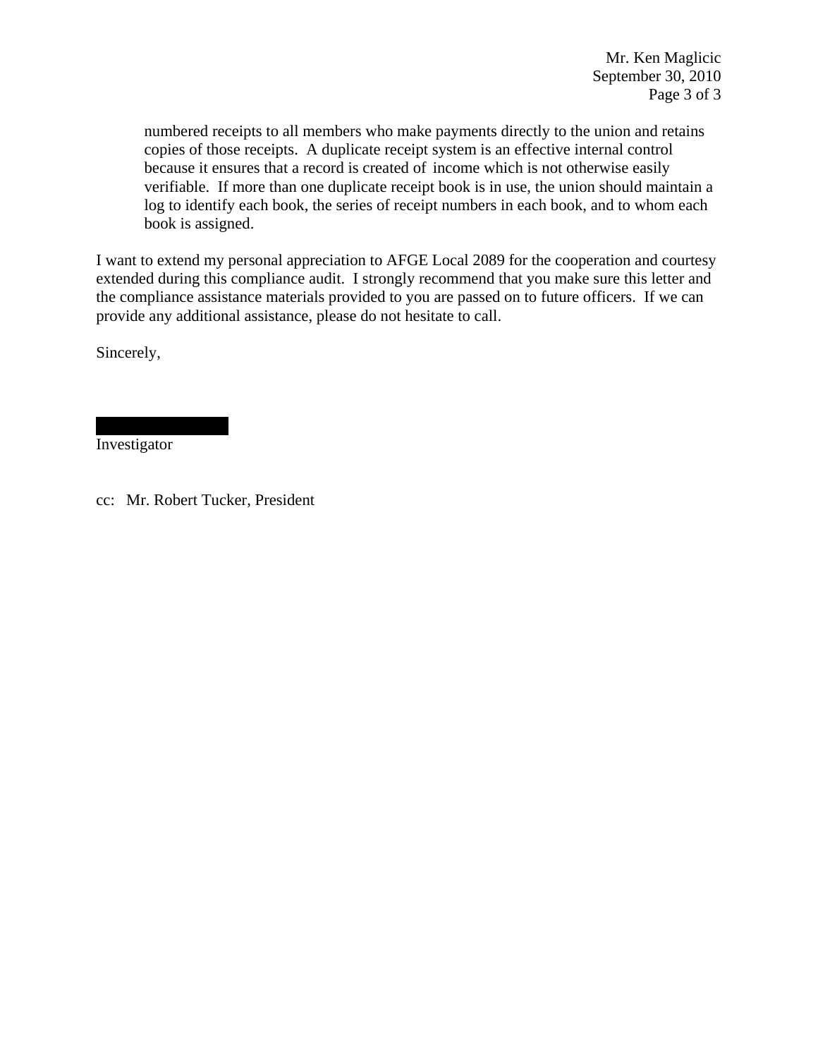numbered receipts to all members who make payments directly to the union and retains copies of those receipts. A duplicate receipt system is an effective internal control because it ensures that a record is created of income which is not otherwise easily verifiable. If more than one duplicate receipt book is in use, the union should maintain a log to identify each book, the series of receipt numbers in each book, and to whom each book is assigned.

I want to extend my personal appreciation to AFGE Local 2089 for the cooperation and courtesy extended during this compliance audit. I strongly recommend that you make sure this letter and the compliance assistance materials provided to you are passed on to future officers. If we can provide any additional assistance, please do not hesitate to call.

Sincerely,

Investigator

cc: Mr. Robert Tucker, President